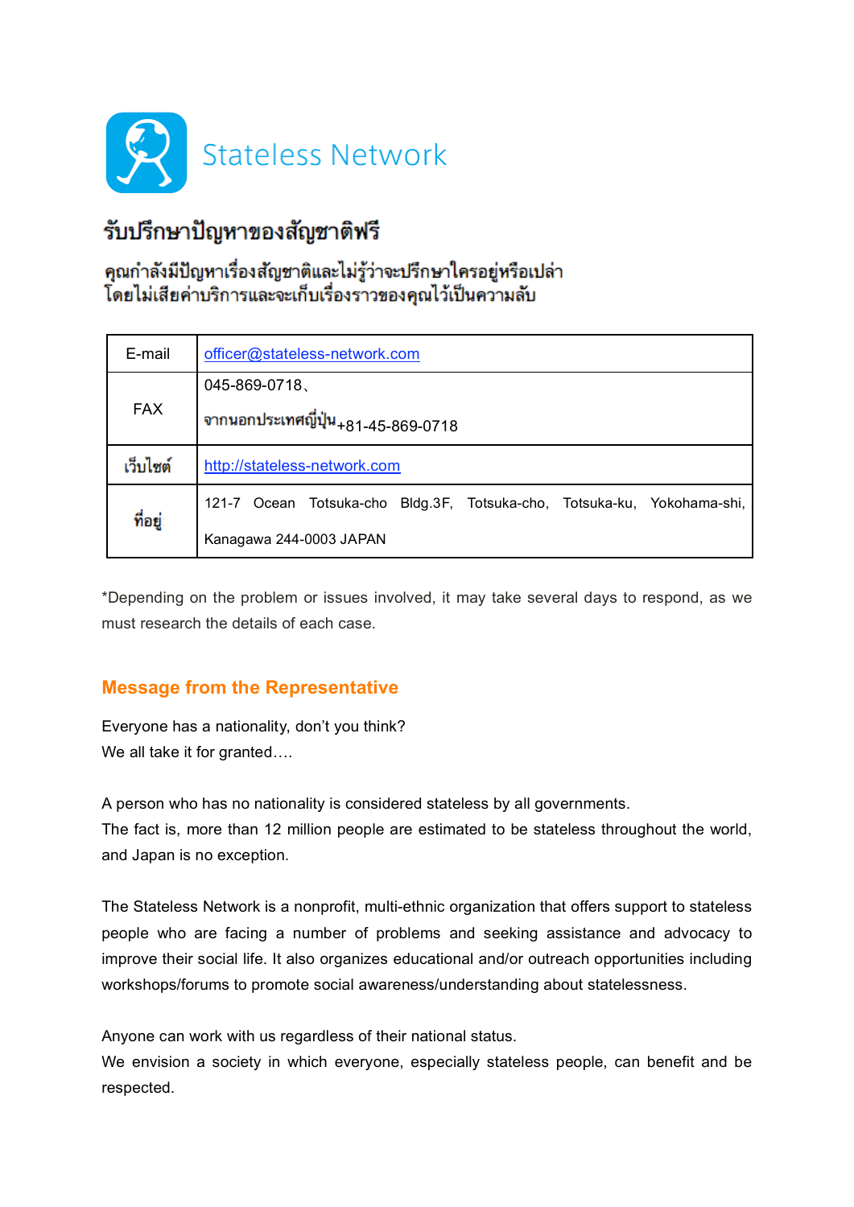# Stateless Network

## รับปรึกษาปัญหาของสัญชาติฟรี

คุณกำลังมีปัญหาเรื่องสัญชาติและไม่รู้ว่าจะปรึกษาใครอยู่หรือเปล่า
โดยไม่เสียค่าบริการและจะเก็บเรื่องราวของคุณไว้เป็นความลับ

| E-mail | officer@stateless-network.com |
|---|---|
| FAX | 045-869-0718、<br>จากนอกประเทศญี่ปุ่น+81-45-869-0718 |
| เว็บไซต์ | http://stateless-network.com |
| ที่อยู่ | 121-7 Ocean Totsuka-cho Bldg.3F, Totsuka-cho, Totsuka-ku, Yokohama-shi, Kanagawa 244-0003 JAPAN |

*Depending on the problem or issues involved, it may take several days to respond, as we must research the details of each case.

### Message from the Representative

Everyone has a nationality, don't you think?
We all take it for granted….

A person who has no nationality is considered stateless by all governments.
The fact is, more than 12 million people are estimated to be stateless throughout the world, and Japan is no exception.

The Stateless Network is a nonprofit, multi-ethnic organization that offers support to stateless people who are facing a number of problems and seeking assistance and advocacy to improve their social life. It also organizes educational and/or outreach opportunities including workshops/forums to promote social awareness/understanding about statelessness.

Anyone can work with us regardless of their national status.
We envision a society in which everyone, especially stateless people, can benefit and be respected.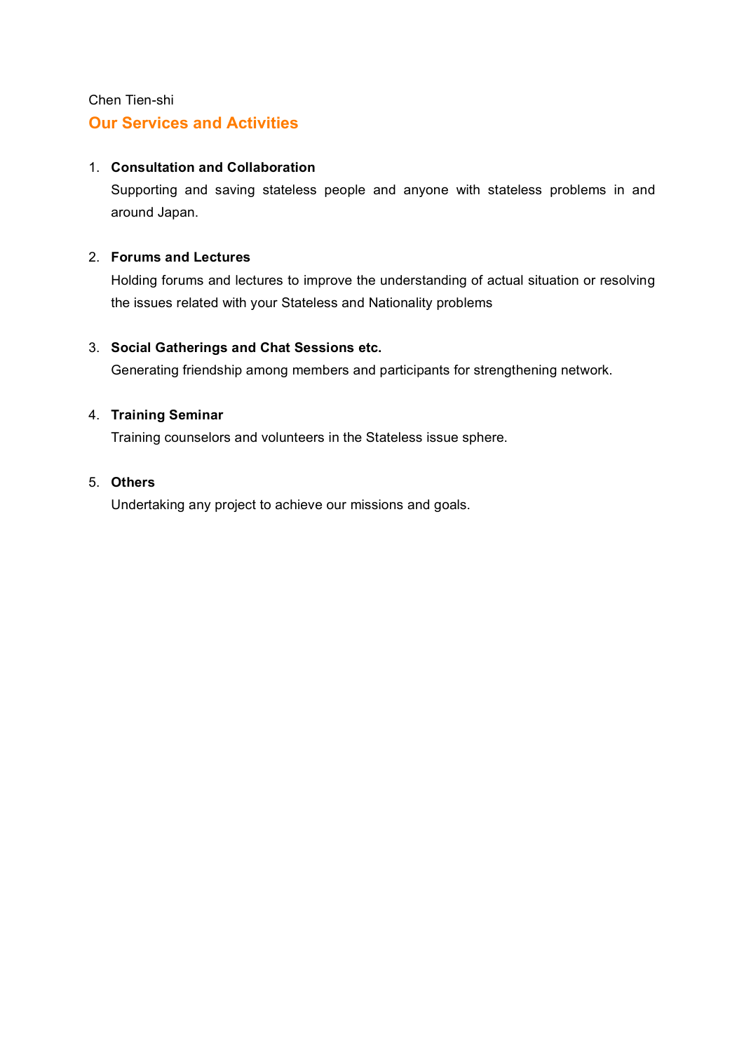Chen Tien-shi

## Our Services and Activities

1. **Consultation and Collaboration**
   Supporting and saving stateless people and anyone with stateless problems in and around Japan.

2. **Forums and Lectures**
   Holding forums and lectures to improve the understanding of actual situation or resolving the issues related with your Stateless and Nationality problems

3. **Social Gatherings and Chat Sessions etc.**
   Generating friendship among members and participants for strengthening network.

4. **Training Seminar**
   Training counselors and volunteers in the Stateless issue sphere.

5. **Others**
   Undertaking any project to achieve our missions and goals.